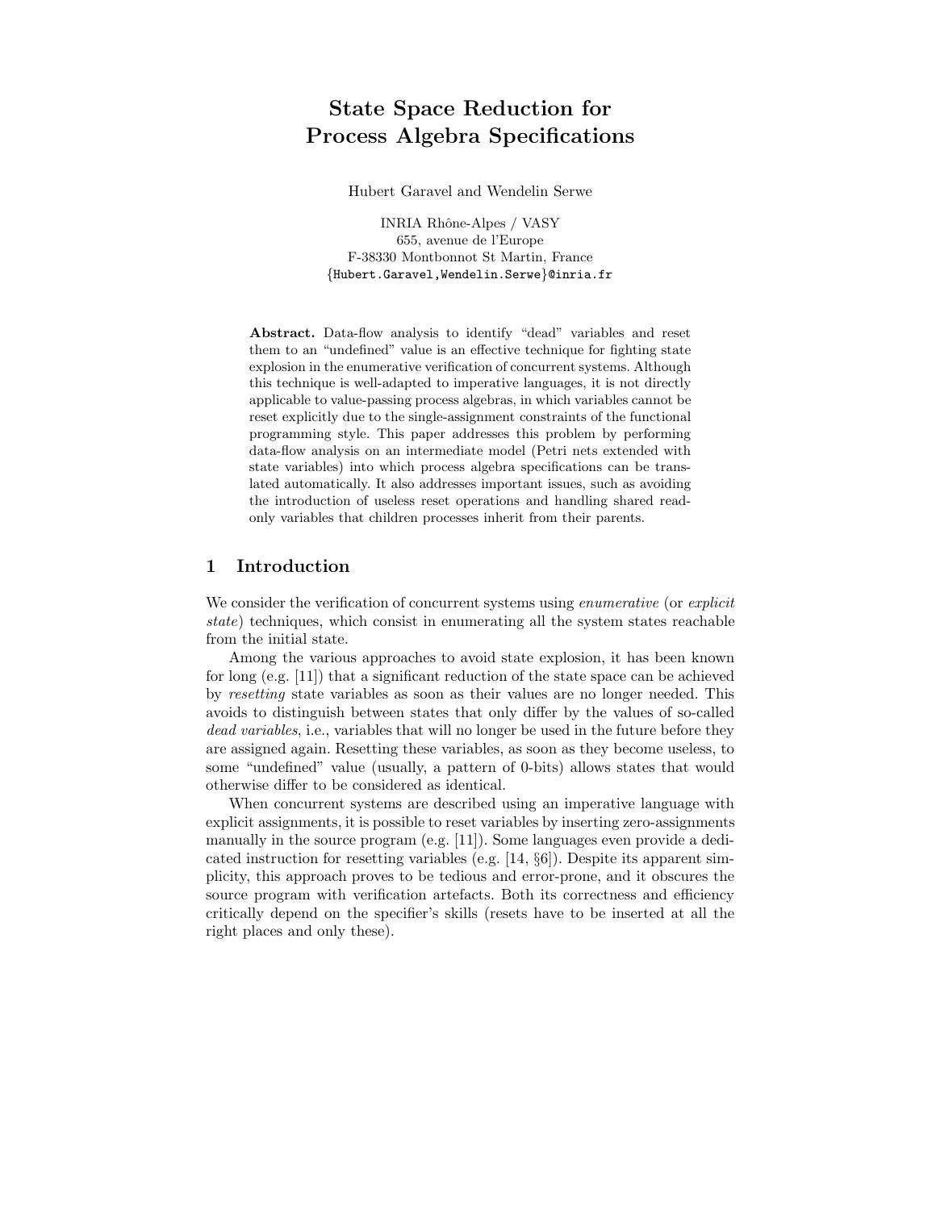// Title: State Space Reduction for Process Algebra Specifications

# State Space Reduction for Process Algebra Specifications

Hubert Garavel and Wendelin Serwe

INRIA Rhône-Alpes / VASY
655, avenue de l'Europe
F-38330 Montbonnot St Martin, France
{Hubert.Garavel,Wendelin.Serwe}@inria.fr

**Abstract.** Data-flow analysis to identify "dead" variables and reset them to an "undefined" value is an effective technique for fighting state explosion in the enumerative verification of concurrent systems. Although this technique is well-adapted to imperative languages, it is not directly applicable to value-passing process algebras, in which variables cannot be reset explicitly due to the single-assignment constraints of the functional programming style. This paper addresses this problem by performing data-flow analysis on an intermediate model (Petri nets extended with state variables) into which process algebra specifications can be translated automatically. It also addresses important issues, such as avoiding the introduction of useless reset operations and handling shared read-only variables that children processes inherit from their parents.

## 1 Introduction

We consider the verification of concurrent systems using *enumerative* (or *explicit state*) techniques, which consist in enumerating all the system states reachable from the initial state.

Among the various approaches to avoid state explosion, it has been known for long (e.g. [11]) that a significant reduction of the state space can be achieved by *resetting* state variables as soon as their values are no longer needed. This avoids to distinguish between states that only differ by the values of so-called *dead variables*, i.e., variables that will no longer be used in the future before they are assigned again. Resetting these variables, as soon as they become useless, to some "undefined" value (usually, a pattern of 0-bits) allows states that would otherwise differ to be considered as identical.

When concurrent systems are described using an imperative language with explicit assignments, it is possible to reset variables by inserting zero-assignments manually in the source program (e.g. [11]). Some languages even provide a dedicated instruction for resetting variables (e.g. [14, §6]). Despite its apparent simplicity, this approach proves to be tedious and error-prone, and it obscures the source program with verification artefacts. Both its correctness and efficiency critically depend on the specifier's skills (resets have to be inserted at all the right places and only these).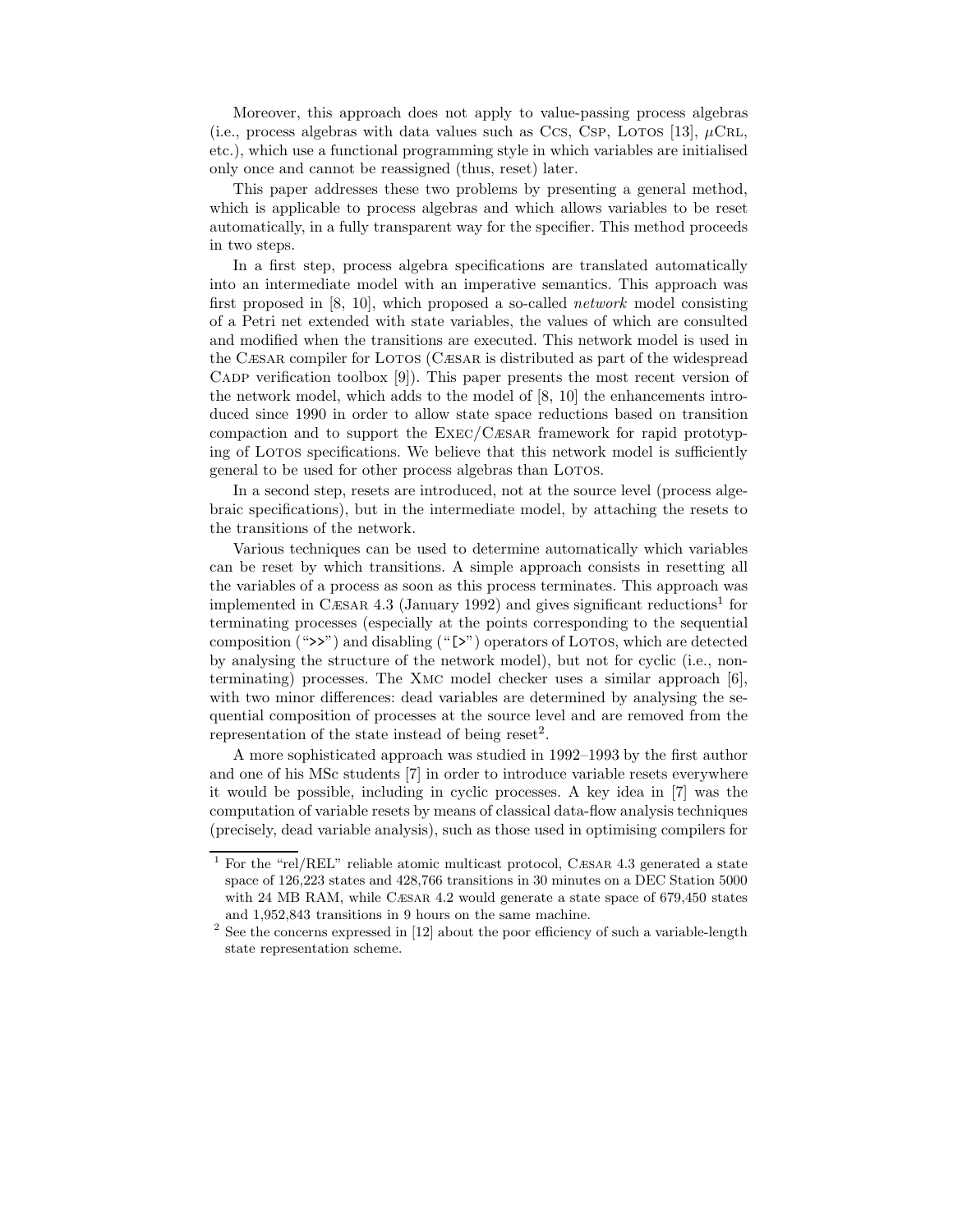Moreover, this approach does not apply to value-passing process algebras (i.e., process algebras with data values such as CCS, CSP, LOTOS [13], $\mu$CRL, etc.), which use a functional programming style in which variables are initialised only once and cannot be reassigned (thus, reset) later.

This paper addresses these two problems by presenting a general method, which is applicable to process algebras and which allows variables to be reset automatically, in a fully transparent way for the specifier. This method proceeds in two steps.

In a first step, process algebra specifications are translated automatically into an intermediate model with an imperative semantics. This approach was first proposed in [8, 10], which proposed a so-called *network* model consisting of a Petri net extended with state variables, the values of which are consulted and modified when the transitions are executed. This network model is used in the CÆSAR compiler for LOTOS (CÆSAR is distributed as part of the widespread CADP verification toolbox [9]). This paper presents the most recent version of the network model, which adds to the model of [8, 10] the enhancements introduced since 1990 in order to allow state space reductions based on transition compaction and to support the EXEC/CÆSAR framework for rapid prototyping of LOTOS specifications. We believe that this network model is sufficiently general to be used for other process algebras than LOTOS.

In a second step, resets are introduced, not at the source level (process algebraic specifications), but in the intermediate model, by attaching the resets to the transitions of the network.

Various techniques can be used to determine automatically which variables can be reset by which transitions. A simple approach consists in resetting all the variables of a process as soon as this process terminates. This approach was implemented in CÆSAR 4.3 (January 1992) and gives significant reductions[1] for terminating processes (especially at the points corresponding to the sequential composition ("`>>`") and disabling ("`[>`") operators of LOTOS, which are detected by analysing the structure of the network model), but not for cyclic (i.e., non-terminating) processes. The XMC model checker uses a similar approach [6], with two minor differences: dead variables are determined by analysing the sequential composition of processes at the source level and are removed from the representation of the state instead of being reset[2].

A more sophisticated approach was studied in 1992–1993 by the first author and one of his MSc students [7] in order to introduce variable resets everywhere it would be possible, including in cyclic processes. A key idea in [7] was the computation of variable resets by means of classical data-flow analysis techniques (precisely, dead variable analysis), such as those used in optimising compilers for

---

[1] For the "rel/REL" reliable atomic multicast protocol, CÆSAR 4.3 generated a state space of 126,223 states and 428,766 transitions in 30 minutes on a DEC Station 5000 with 24 MB RAM, while CÆSAR 4.2 would generate a state space of 679,450 states and 1,952,843 transitions in 9 hours on the same machine.

[2] See the concerns expressed in [12] about the poor efficiency of such a variable-length state representation scheme.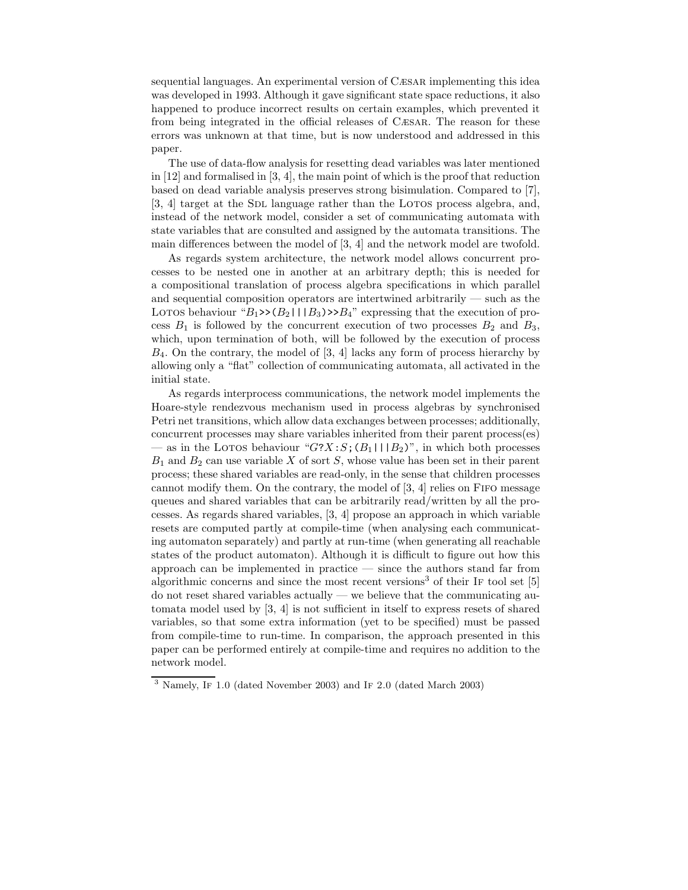sequential languages. An experimental version of CÆSAR implementing this idea was developed in 1993. Although it gave significant state space reductions, it also happened to produce incorrect results on certain examples, which prevented it from being integrated in the official releases of CÆSAR. The reason for these errors was unknown at that time, but is now understood and addressed in this paper.

The use of data-flow analysis for resetting dead variables was later mentioned in [12] and formalised in [3, 4], the main point of which is the proof that reduction based on dead variable analysis preserves strong bisimulation. Compared to [7], [3, 4] target at the SDL language rather than the LOTOS process algebra, and, instead of the network model, consider a set of communicating automata with state variables that are consulted and assigned by the automata transitions. The main differences between the model of [3, 4] and the network model are twofold.

As regards system architecture, the network model allows concurrent processes to be nested one in another at an arbitrary depth; this is needed for a compositional translation of process algebra specifications in which parallel and sequential composition operators are intertwined arbitrarily — such as the LOTOS behaviour "$B_1$>>($B_2$|||$B_3$)>>$B_4$" expressing that the execution of process $B_1$ is followed by the concurrent execution of two processes $B_2$ and $B_3$, which, upon termination of both, will be followed by the execution of process $B_4$. On the contrary, the model of [3, 4] lacks any form of process hierarchy by allowing only a "flat" collection of communicating automata, all activated in the initial state.

As regards interprocess communications, the network model implements the Hoare-style rendezvous mechanism used in process algebras by synchronised Petri net transitions, which allow data exchanges between processes; additionally, concurrent processes may share variables inherited from their parent process(es) — as in the LOTOS behaviour "$G$?$X$:$S$;($B_1$|||$B_2$)", in which both processes $B_1$ and $B_2$ can use variable $X$ of sort $S$, whose value has been set in their parent process; these shared variables are read-only, in the sense that children processes cannot modify them. On the contrary, the model of [3, 4] relies on FIFO message queues and shared variables that can be arbitrarily read/written by all the processes. As regards shared variables, [3, 4] propose an approach in which variable resets are computed partly at compile-time (when analysing each communicating automaton separately) and partly at run-time (when generating all reachable states of the product automaton). Although it is difficult to figure out how this approach can be implemented in practice — since the authors stand far from algorithmic concerns and since the most recent versions[3] of their IF tool set [5] do not reset shared variables actually — we believe that the communicating automata model used by [3, 4] is not sufficient in itself to express resets of shared variables, so that some extra information (yet to be specified) must be passed from compile-time to run-time. In comparison, the approach presented in this paper can be performed entirely at compile-time and requires no addition to the network model.

[3] Namely, IF 1.0 (dated November 2003) and IF 2.0 (dated March 2003)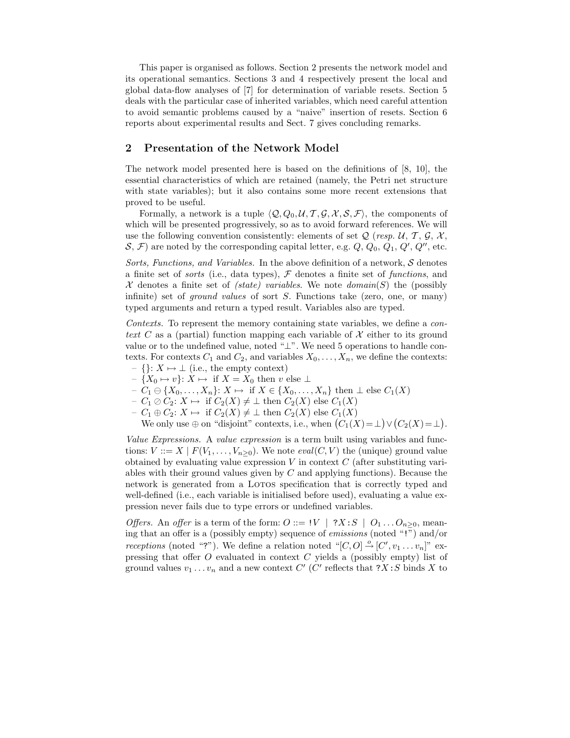This paper is organised as follows. Section 2 presents the network model and its operational semantics. Sections 3 and 4 respectively present the local and global data-flow analyses of [7] for determination of variable resets. Section 5 deals with the particular case of inherited variables, which need careful attention to avoid semantic problems caused by a "naive" insertion of resets. Section 6 reports about experimental results and Sect. 7 gives concluding remarks.

## 2 Presentation of the Network Model

The network model presented here is based on the definitions of [8, 10], the essential characteristics of which are retained (namely, the Petri net structure with state variables); but it also contains some more recent extensions that proved to be useful.

Formally, a network is a tuple $\langle \mathcal{Q}, Q_0, \mathcal{U}, \mathcal{T}, \mathcal{G}, \mathcal{X}, \mathcal{S}, \mathcal{F} \rangle$, the components of which will be presented progressively, so as to avoid forward references. We will use the following convention consistently: elements of set $\mathcal{Q}$ (*resp.* $\mathcal{U}$, $\mathcal{T}$, $\mathcal{G}$, $\mathcal{X}$, $\mathcal{S}$, $\mathcal{F}$) are noted by the corresponding capital letter, e.g. $Q$, $Q_0$, $Q_1$, $Q'$, $Q''$, etc.

*Sorts, Functions, and Variables.* In the above definition of a network, $\mathcal{S}$ denotes a finite set of *sorts* (i.e., data types), $\mathcal{F}$ denotes a finite set of *functions*, and $\mathcal{X}$ denotes a finite set of *(state) variables*. We note $domain(S)$ the (possibly infinite) set of *ground values* of sort $S$. Functions take (zero, one, or many) typed arguments and return a typed result. Variables also are typed.

*Contexts.* To represent the memory containing state variables, we define a *context* $C$ as a (partial) function mapping each variable of $\mathcal{X}$ either to its ground value or to the undefined value, noted "$\bot$". We need 5 operations to handle contexts. For contexts $C_1$ and $C_2$, and variables $X_0, \ldots, X_n$, we define the contexts:

- $\{\}$: $X \mapsto \bot$ (i.e., the empty context)
- $\{X_0 \mapsto v\}$: $X \mapsto$ if $X = X_0$ then $v$ else $\bot$
- $C_1 \ominus \{X_0, \ldots, X_n\}$: $X \mapsto$ if $X \in \{X_0, \ldots, X_n\}$ then $\bot$ else $C_1(X)$
- $C_1 \oslash C_2$: $X \mapsto$ if $C_2(X) \neq \bot$ then $C_2(X)$ else $C_1(X)$
- $C_1 \oplus C_2$: $X \mapsto$ if $C_2(X) \neq \bot$ then $C_2(X)$ else $C_1(X)$

  We only use $\oplus$ on "disjoint" contexts, i.e., when $\big(C_1(X) = \bot\big) \vee \big(C_2(X) = \bot\big)$.

*Value Expressions.* A *value expression* is a term built using variables and functions: $V ::= X \mid F(V_1, \ldots, V_{n \geq 0})$. We note $eval(C, V)$ the (unique) ground value obtained by evaluating value expression $V$ in context $C$ (after substituting variables with their ground values given by $C$ and applying functions). Because the network is generated from a LOTOS specification that is correctly typed and well-defined (i.e., each variable is initialised before used), evaluating a value expression never fails due to type errors or undefined variables.

*Offers.* An *offer* is a term of the form: $O ::= \texttt{!}V \mid \texttt{?}X\!:\!S \mid O_1 \ldots O_{n \geq 0}$, meaning that an offer is a (possibly empty) sequence of *emissions* (noted "!") and/or *receptions* (noted "?"). We define a relation noted "$[C, O] \xrightarrow{o} [C', v_1 \ldots v_n]$" expressing that offer $O$ evaluated in context $C$ yields a (possibly empty) list of ground values $v_1 \ldots v_n$ and a new context $C'$ ($C'$ reflects that $\texttt{?}X\!:\!S$ binds $X$ to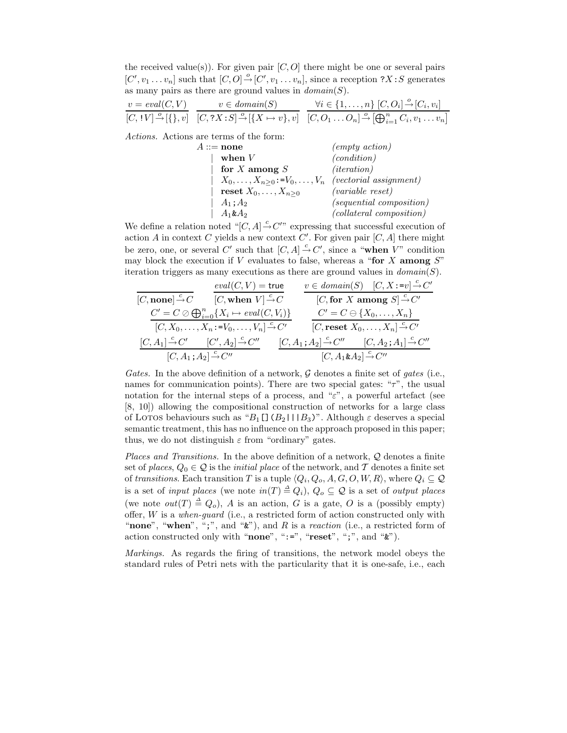the received value(s)). For given pair $[C, O]$ there might be one or several pairs $[C', v_1 \ldots v_n]$ such that $[C, O] \xrightarrow{o} [C', v_1 \ldots v_n]$, since a reception $?X\!:\!S$ generates as many pairs as there are ground values in $domain(S)$.

$$\frac{v = eval(C, V)}{[C, !V] \xrightarrow{o} [\{\}, v]} \quad \frac{v \in domain(S)}{[C, ?X\!:\!S] \xrightarrow{o} [\{X \mapsto v\}, v]} \quad \frac{\forall i \in \{1, \ldots, n\}\ [C, O_i] \xrightarrow{o} [C_i, v_i]}{[C, O_1 \ldots O_n] \xrightarrow{o} [\bigoplus_{i=1}^{n} C_i, v_1 \ldots v_n]}$$

*Actions.* Actions are terms of the form:

| | | |
|---|---|---|
| $A ::=$ | **none** | *(empty action)* |
| $\mid$ | **when** $V$ | *(condition)* |
| $\mid$ | **for** $X$ **among** $S$ | *(iteration)* |
| $\mid$ | $X_0, \ldots, X_{n \geq 0}$ := $V_0, \ldots, V_n$ | *(vectorial assignment)* |
| $\mid$ | **reset** $X_0, \ldots, X_{n \geq 0}$ | *(variable reset)* |
| $\mid$ | $A_1 ; A_2$ | *(sequential composition)* |
| $\mid$ | $A_1$ & $A_2$ | *(collateral composition)* |

We define a relation noted "$[C, A] \xrightarrow{c} C'$" expressing that successful execution of action $A$ in context $C$ yields a new context $C'$. For given pair $[C, A]$ there might be zero, one, or several $C'$ such that $[C, A] \xrightarrow{c} C'$, since a "**when** $V$" condition may block the execution if $V$ evaluates to false, whereas a "**for** $X$ **among** $S$" iteration triggers as many executions as there are ground values in $domain(S)$.

$$\frac{}{[C, \textbf{none}] \xrightarrow{c} C} \quad \frac{eval(C, V) = \mathsf{true}}{[C, \textbf{when } V] \xrightarrow{c} C} \quad \frac{v \in domain(S) \quad [C, X := v] \xrightarrow{c} C'}{[C, \textbf{for } X \textbf{ among } S] \xrightarrow{c} C'}$$

$$\frac{C' = C \oslash \bigoplus_{i=0}^{n} \{X_i \mapsto eval(C, V_i)\}}{[C, X_0, \ldots, X_n := V_0, \ldots, V_n] \xrightarrow{c} C'} \quad \frac{C' = C \ominus \{X_0, \ldots, X_n\}}{[C, \textbf{reset } X_0, \ldots, X_n] \xrightarrow{c} C'}$$

$$\frac{[C, A_1] \xrightarrow{c} C' \quad [C', A_2] \xrightarrow{c} C''}{[C, A_1 ; A_2] \xrightarrow{c} C''} \quad \frac{[C, A_1 ; A_2] \xrightarrow{c} C'' \quad [C, A_2 ; A_1] \xrightarrow{c} C''}{[C, A_1 \& A_2] \xrightarrow{c} C''}$$

*Gates.* In the above definition of a network, $\mathcal{G}$ denotes a finite set of *gates* (i.e., names for communication points). There are two special gates: "$\tau$", the usual notation for the internal steps of a process, and "$\varepsilon$", a powerful artefact (see [8, 10]) allowing the compositional construction of networks for a large class of LOTOS behaviours such as "$B_1$ [] ($B_2$ ||| $B_3$)". Although $\varepsilon$ deserves a special semantic treatment, this has no influence on the approach proposed in this paper; thus, we do not distinguish $\varepsilon$ from "ordinary" gates.

*Places and Transitions.* In the above definition of a network, $\mathcal{Q}$ denotes a finite set of *places*, $Q_0 \in \mathcal{Q}$ is the *initial place* of the network, and $\mathcal{T}$ denotes a finite set of *transitions*. Each transition $T$ is a tuple $\langle Q_i, Q_o, A, G, O, W, R \rangle$, where $Q_i \subseteq \mathcal{Q}$ is a set of *input places* (we note $in(T) \triangleq Q_i$), $Q_o \subseteq \mathcal{Q}$ is a set of *output places* (we note $out(T) \triangleq Q_o$), $A$ is an action, $G$ is a gate, $O$ is a (possibly empty) offer, $W$ is a *when-guard* (i.e., a restricted form of action constructed only with "**none**", "**when**", ";", and "&"), and $R$ is a *reaction* (i.e., a restricted form of action constructed only with "**none**", ":=", "**reset**", ";", and "&").

*Markings.* As regards the firing of transitions, the network model obeys the standard rules of Petri nets with the particularity that it is one-safe, i.e., each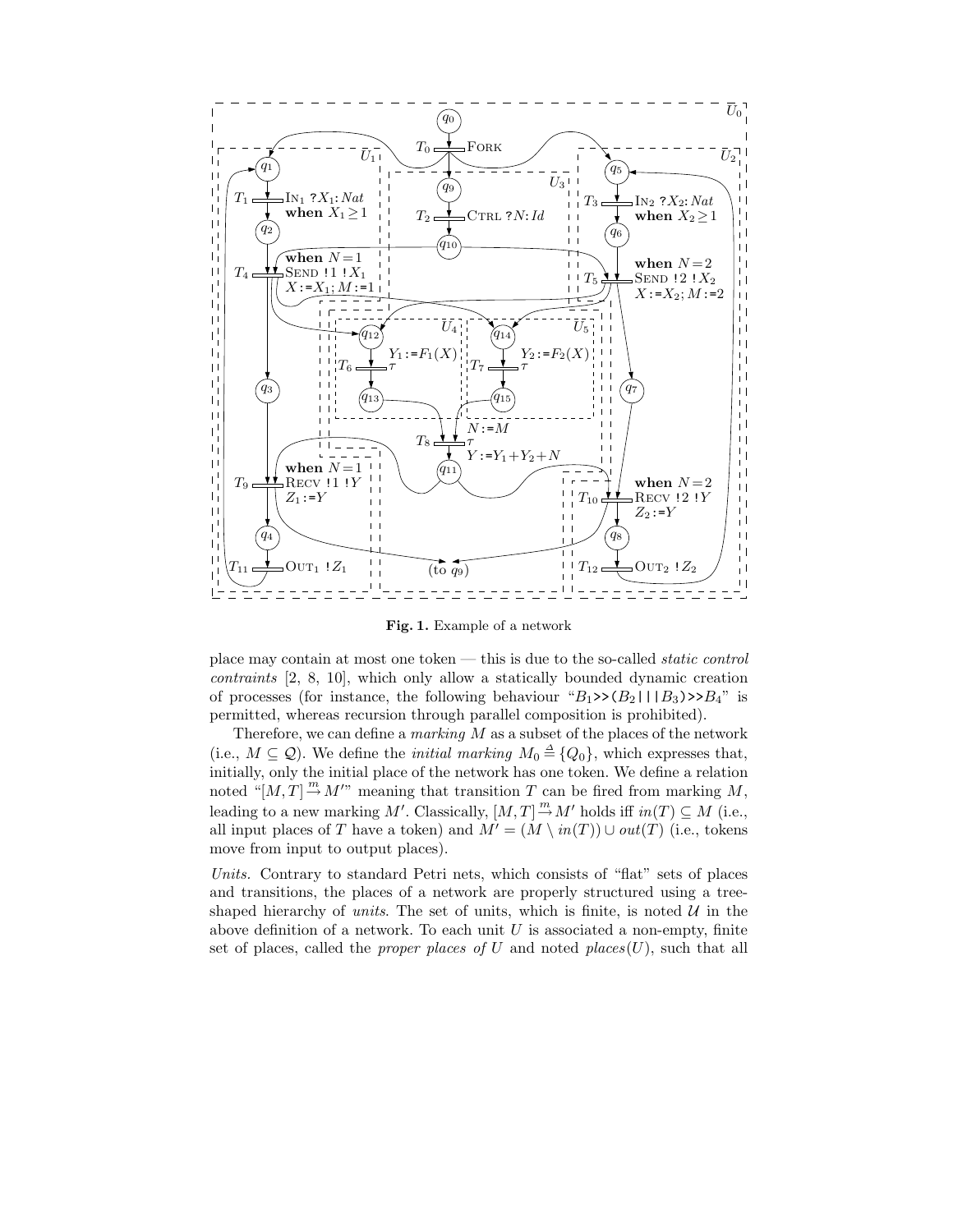Fig. 1. Example of a network

place may contain at most one token — this is due to the so-called *static control contraints* [2, 8, 10], which only allow a statically bounded dynamic creation of processes (for instance, the following behaviour "$B_1$>>($B_2$|||$B_3$)>>$B_4$" is permitted, whereas recursion through parallel composition is prohibited).

Therefore, we can define a *marking* $M$ as a subset of the places of the network (i.e., $M \subseteq \mathcal{Q}$). We define the *initial marking* $M_0 \triangleq \{Q_0\}$, which expresses that, initially, only the initial place of the network has one token. We define a relation noted "$[M, T] \xrightarrow{m} M'$" meaning that transition $T$ can be fired from marking $M$, leading to a new marking $M'$. Classically, $[M, T] \xrightarrow{m} M'$ holds iff $in(T) \subseteq M$ (i.e., all input places of $T$ have a token) and $M' = (M \setminus in(T)) \cup out(T)$ (i.e., tokens move from input to output places).

*Units.* Contrary to standard Petri nets, which consists of "flat" sets of places and transitions, the places of a network are properly structured using a tree-shaped hierarchy of *units*. The set of units, which is finite, is noted $\mathcal{U}$ in the above definition of a network. To each unit $U$ is associated a non-empty, finite set of places, called the *proper places of* $U$ and noted $places(U)$, such that all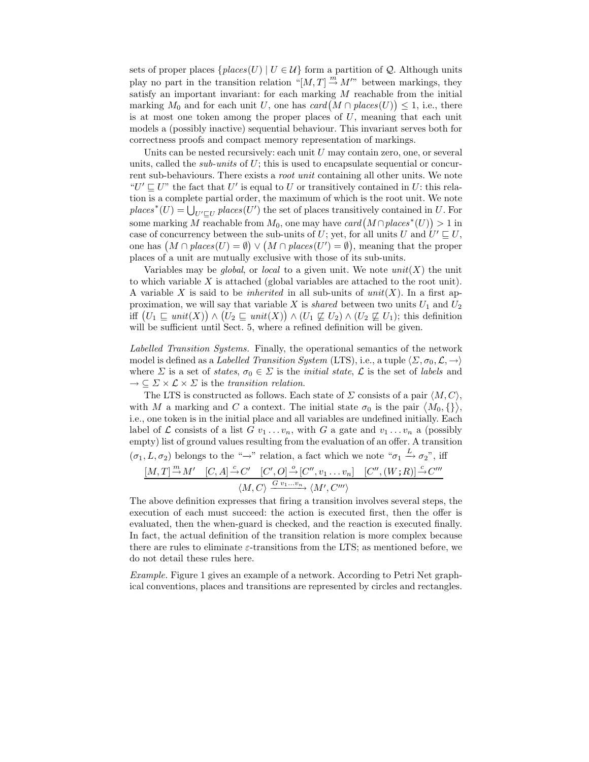sets of proper places $\{places(U) \mid U \in \mathcal{U}\}$ form a partition of $\mathcal{Q}$. Although units play no part in the transition relation "$[M,T] \xrightarrow{m} M'$" between markings, they satisfy an important invariant: for each marking $M$ reachable from the initial marking $M_0$ and for each unit $U$, one has $card\big(M \cap places(U)\big) \leq 1$, i.e., there is at most one token among the proper places of $U$, meaning that each unit models a (possibly inactive) sequential behaviour. This invariant serves both for correctness proofs and compact memory representation of markings.

Units can be nested recursively: each unit $U$ may contain zero, one, or several units, called the *sub-units* of $U$; this is used to encapsulate sequential or concurrent sub-behaviours. There exists a *root unit* containing all other units. We note "$U' \sqsubseteq U$" the fact that $U'$ is equal to $U$ or transitively contained in $U$: this relation is a complete partial order, the maximum of which is the root unit. We note $places^*(U) = \bigcup_{U' \sqsubseteq U} places(U')$ the set of places transitively contained in $U$. For some marking $M$ reachable from $M_0$, one may have $card\big(M \cap places^*(U)\big) > 1$ in case of concurrency between the sub-units of $U$; yet, for all units $U$ and $U' \sqsubseteq U$, one has $\big(M \cap places(U) = \emptyset\big) \vee \big(M \cap places(U') = \emptyset\big)$, meaning that the proper places of a unit are mutually exclusive with those of its sub-units.

Variables may be *global*, or *local* to a given unit. We note $unit(X)$ the unit to which variable $X$ is attached (global variables are attached to the root unit). A variable $X$ is said to be *inherited* in all sub-units of $unit(X)$. In a first approximation, we will say that variable $X$ is *shared* between two units $U_1$ and $U_2$ iff $\big(U_1 \sqsubseteq unit(X)\big) \wedge \big(U_2 \sqsubseteq unit(X)\big) \wedge (U_1 \not\sqsubseteq U_2) \wedge (U_2 \not\sqsubseteq U_1)$; this definition will be sufficient until Sect. 5, where a refined definition will be given.

*Labelled Transition Systems.* Finally, the operational semantics of the network model is defined as a *Labelled Transition System* (LTS), i.e., a tuple $\langle \Sigma, \sigma_0, \mathcal{L}, \rightarrow \rangle$ where $\Sigma$ is a set of *states*, $\sigma_0 \in \Sigma$ is the *initial state*, $\mathcal{L}$ is the set of *labels* and $\rightarrow \subseteq \Sigma \times \mathcal{L} \times \Sigma$ is the *transition relation*.

The LTS is constructed as follows. Each state of $\Sigma$ consists of a pair $\langle M, C \rangle$, with $M$ a marking and $C$ a context. The initial state $\sigma_0$ is the pair $\langle M_0, \{\} \rangle$, i.e., one token is in the initial place and all variables are undefined initially. Each label of $\mathcal{L}$ consists of a list $G\ v_1 \ldots v_n$, with $G$ a gate and $v_1 \ldots v_n$ a (possibly empty) list of ground values resulting from the evaluation of an offer. A transition $(\sigma_1, L, \sigma_2)$ belongs to the "$\rightarrow$" relation, a fact which we note "$\sigma_1 \xrightarrow{L} \sigma_2$", iff

$$\frac{[M,T] \xrightarrow{m} M' \quad [C,A] \xrightarrow{c} C' \quad [C',O] \xrightarrow{o} [C'', v_1 \ldots v_n] \quad [C'', (W\,;R)] \xrightarrow{c} C'''}{\langle M, C \rangle \xrightarrow{G\ v_1 \ldots v_n} \langle M', C''' \rangle}$$

The above definition expresses that firing a transition involves several steps, the execution of each must succeed: the action is executed first, then the offer is evaluated, then the when-guard is checked, and the reaction is executed finally. In fact, the actual definition of the transition relation is more complex because there are rules to eliminate $\varepsilon$-transitions from the LTS; as mentioned before, we do not detail these rules here.

*Example.* Figure 1 gives an example of a network. According to Petri Net graphical conventions, places and transitions are represented by circles and rectangles.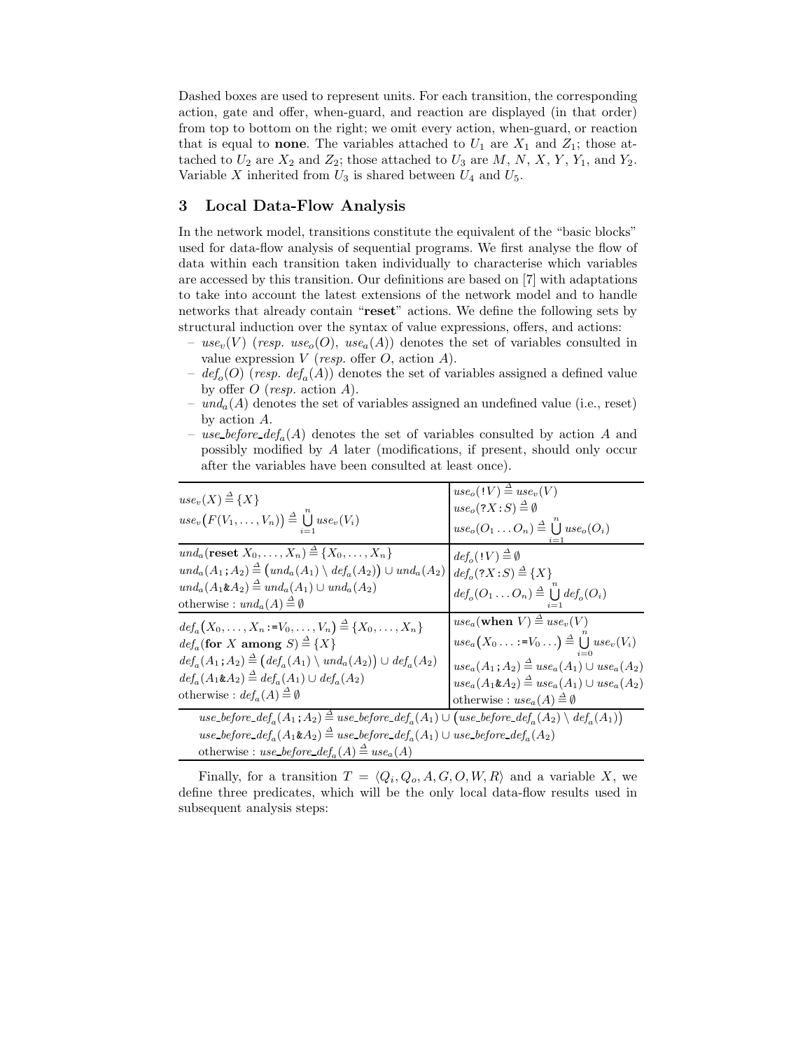Dashed boxes are used to represent units. For each transition, the corresponding action, gate and offer, when-guard, and reaction are displayed (in that order) from top to bottom on the right; we omit every action, when-guard, or reaction that is equal to **none**. The variables attached to $U_1$ are $X_1$ and $Z_1$; those attached to $U_2$ are $X_2$ and $Z_2$; those attached to $U_3$ are $M$, $N$, $X$, $Y$, $Y_1$, and $Y_2$. Variable $X$ inherited from $U_3$ is shared between $U_4$ and $U_5$.

## 3 Local Data-Flow Analysis

In the network model, transitions constitute the equivalent of the "basic blocks" used for data-flow analysis of sequential programs. We first analyse the flow of data within each transition taken individually to characterise which variables are accessed by this transition. Our definitions are based on [7] with adaptations to take into account the latest extensions of the network model and to handle networks that already contain "**reset**" actions. We define the following sets by structural induction over the syntax of value expressions, offers, and actions:

- $use_v(V)$ (*resp.* $use_o(O)$, $use_a(A)$) denotes the set of variables consulted in value expression $V$ (*resp.* offer $O$, action $A$).
- $def_o(O)$ (*resp.* $def_a(A)$) denotes the set of variables assigned a defined value by offer $O$ (*resp.* action $A$).
- $und_a(A)$ denotes the set of variables assigned an undefined value (i.e., reset) by action $A$.
- $use\_before\_def_a(A)$ denotes the set of variables consulted by action $A$ and possibly modified by $A$ later (modifications, if present, should only occur after the variables have been consulted at least once).

| | |
|---|---|
| $use_v(X) \triangleq \{X\}$<br>$use_v\big(F(V_1,\ldots,V_n)\big) \triangleq \bigcup_{i=1}^{n} use_v(V_i)$ | $use_o(\texttt{!}V) \triangleq use_v(V)$<br>$use_o(\texttt{?}X\texttt{:}S) \triangleq \emptyset$<br>$use_o(O_1 \ldots O_n) \triangleq \bigcup_{i=1}^{n} use_o(O_i)$ |
| $und_a(\textbf{reset } X_0,\ldots,X_n) \triangleq \{X_0,\ldots,X_n\}$<br>$und_a(A_1\,\texttt{;}\,A_2) \triangleq \big(und_a(A_1) \setminus def_a(A_2)\big) \cup und_a(A_2)$<br>$und_a(A_1 \texttt{\&} A_2) \triangleq und_a(A_1) \cup und_a(A_2)$<br>otherwise : $und_a(A) \triangleq \emptyset$ | $def_o(\texttt{!}V) \triangleq \emptyset$<br>$def_o(\texttt{?}X\texttt{:}S) \triangleq \{X\}$<br>$def_o(O_1 \ldots O_n) \triangleq \bigcup_{i=1}^{n} def_o(O_i)$ |
| $def_a\big(X_0,\ldots,X_n \texttt{:=} V_0,\ldots,V_n\big) \triangleq \{X_0,\ldots,X_n\}$<br>$def_a(\textbf{for } X \textbf{ among } S) \triangleq \{X\}$<br>$def_a(A_1\,\texttt{;}\,A_2) \triangleq \big(def_a(A_1) \setminus und_a(A_2)\big) \cup def_a(A_2)$<br>$def_a(A_1 \texttt{\&} A_2) \triangleq def_a(A_1) \cup def_a(A_2)$<br>otherwise : $def_a(A) \triangleq \emptyset$ | $use_a(\textbf{when } V) \triangleq use_v(V)$<br>$use_a\big(X_0 \ldots \texttt{:=} V_0 \ldots\big) \triangleq \bigcup_{i=0}^{n} use_v(V_i)$<br>$use_a(A_1\,\texttt{;}\,A_2) \triangleq use_a(A_1) \cup use_a(A_2)$<br>$use_a(A_1 \texttt{\&} A_2) \triangleq use_a(A_1) \cup use_a(A_2)$<br>otherwise : $use_a(A) \triangleq \emptyset$ |
| $use\_before\_def_a(A_1\,\texttt{;}\,A_2) \triangleq use\_before\_def_a(A_1) \cup \big(use\_before\_def_a(A_2) \setminus def_a(A_1)\big)$<br>$use\_before\_def_a(A_1 \texttt{\&} A_2) \triangleq use\_before\_def_a(A_1) \cup use\_before\_def_a(A_2)$<br>otherwise : $use\_before\_def_a(A) \triangleq use_a(A)$ | |

Finally, for a transition $T = \langle Q_i, Q_o, A, G, O, W, R \rangle$ and a variable $X$, we define three predicates, which will be the only local data-flow results used in subsequent analysis steps: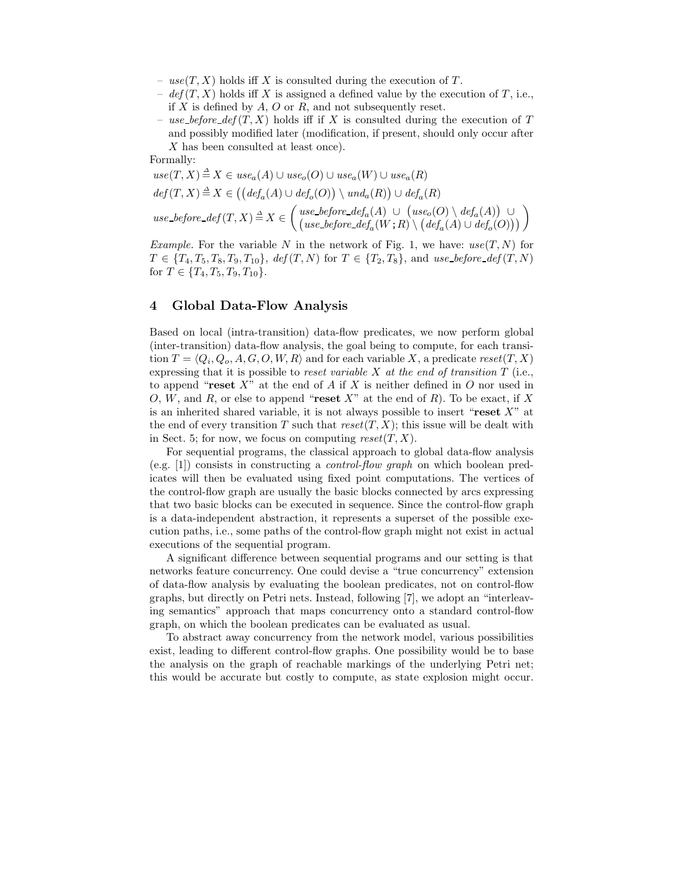- $use(T, X)$ holds iff $X$ is consulted during the execution of $T$.
- $def(T, X)$ holds iff $X$ is assigned a defined value by the execution of $T$, i.e., if $X$ is defined by $A$, $O$ or $R$, and not subsequently reset.
- $use\_before\_def(T, X)$ holds iff if $X$ is consulted during the execution of $T$ and possibly modified later (modification, if present, should only occur after $X$ has been consulted at least once).

Formally:

$$use(T, X) \triangleq X \in use_a(A) \cup use_o(O) \cup use_a(W) \cup use_a(R)$$

$$def(T, X) \triangleq X \in \big(\big(def_a(A) \cup def_o(O)\big) \setminus und_a(R)\big) \cup def_a(R)$$

$$use\_before\_def(T, X) \triangleq X \in \left( \begin{array}{l} use\_before\_def_a(A) \;\cup\; \big(use_o(O) \setminus def_a(A)\big) \;\cup \\ \big(use\_before\_def_a(W\,;R) \setminus \big(def_a(A) \cup def_o(O)\big)\big) \end{array} \right)$$

*Example.* For the variable $N$ in the network of Fig. 1, we have: $use(T, N)$ for $T \in \{T_4, T_5, T_8, T_9, T_{10}\}$, $def(T, N)$ for $T \in \{T_2, T_8\}$, and $use\_before\_def(T, N)$ for $T \in \{T_4, T_5, T_9, T_{10}\}$.

## 4 Global Data-Flow Analysis

Based on local (intra-transition) data-flow predicates, we now perform global (inter-transition) data-flow analysis, the goal being to compute, for each transition $T = \langle Q_i, Q_o, A, G, O, W, R \rangle$ and for each variable $X$, a predicate $reset(T, X)$ expressing that it is possible to *reset variable $X$ at the end of transition $T$* (i.e., to append "**reset** $X$" at the end of $A$ if $X$ is neither defined in $O$ nor used in $O$, $W$, and $R$, or else to append "**reset** $X$" at the end of $R$). To be exact, if $X$ is an inherited shared variable, it is not always possible to insert "**reset** $X$" at the end of every transition $T$ such that $reset(T, X)$; this issue will be dealt with in Sect. 5; for now, we focus on computing $reset(T, X)$.

For sequential programs, the classical approach to global data-flow analysis (e.g. [1]) consists in constructing a *control-flow graph* on which boolean predicates will then be evaluated using fixed point computations. The vertices of the control-flow graph are usually the basic blocks connected by arcs expressing that two basic blocks can be executed in sequence. Since the control-flow graph is a data-independent abstraction, it represents a superset of the possible execution paths, i.e., some paths of the control-flow graph might not exist in actual executions of the sequential program.

A significant difference between sequential programs and our setting is that networks feature concurrency. One could devise a "true concurrency" extension of data-flow analysis by evaluating the boolean predicates, not on control-flow graphs, but directly on Petri nets. Instead, following [7], we adopt an "interleaving semantics" approach that maps concurrency onto a standard control-flow graph, on which the boolean predicates can be evaluated as usual.

To abstract away concurrency from the network model, various possibilities exist, leading to different control-flow graphs. One possibility would be to base the analysis on the graph of reachable markings of the underlying Petri net; this would be accurate but costly to compute, as state explosion might occur.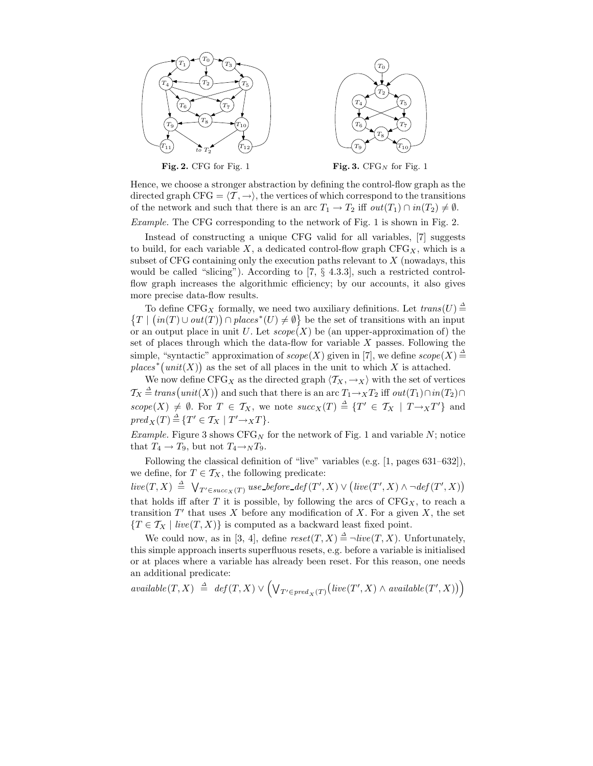**Fig. 2.** CFG for Fig. 1

**Fig. 3.** $\text{CFG}_N$ for Fig. 1

Hence, we choose a stronger abstraction by defining the control-flow graph as the directed graph $\text{CFG} = \langle \mathcal{T}, \rightarrow \rangle$, the vertices of which correspond to the transitions of the network and such that there is an arc $T_1 \rightarrow T_2$ iff $out(T_1) \cap in(T_2) \neq \emptyset$.

*Example.* The CFG corresponding to the network of Fig. 1 is shown in Fig. 2.

Instead of constructing a unique CFG valid for all variables, [7] suggests to build, for each variable $X$, a dedicated control-flow graph $\text{CFG}_X$, which is a subset of CFG containing only the execution paths relevant to $X$ (nowadays, this would be called "slicing"). According to [7, § 4.3.3], such a restricted control-flow graph increases the algorithmic efficiency; by our accounts, it also gives more precise data-flow results.

To define $\text{CFG}_X$ formally, we need two auxiliary definitions. Let $trans(U) \triangleq \{T \mid (in(T) \cup out(T)) \cap places^*(U) \neq \emptyset\}$ be the set of transitions with an input or an output place in unit $U$. Let $scope(X)$ be (an upper-approximation of) the set of places through which the data-flow for variable $X$ passes. Following the simple, "syntactic" approximation of $scope(X)$ given in [7], we define $scope(X) \triangleq places^*(unit(X))$ as the set of all places in the unit to which $X$ is attached.

We now define $\text{CFG}_X$ as the directed graph $\langle \mathcal{T}_X, \rightarrow_X \rangle$ with the set of vertices $\mathcal{T}_X \triangleq trans(unit(X))$ and such that there is an arc $T_1 \rightarrow_X T_2$ iff $out(T_1) \cap in(T_2) \cap scope(X) \neq \emptyset$. For $T \in \mathcal{T}_X$, we note $succ_X(T) \triangleq \{T' \in \mathcal{T}_X \mid T \rightarrow_X T'\}$ and $pred_X(T) \triangleq \{T' \in \mathcal{T}_X \mid T' \rightarrow_X T\}$.

*Example.* Figure 3 shows $\text{CFG}_N$ for the network of Fig. 1 and variable $N$; notice that $T_4 \rightarrow T_9$, but not $T_4 \rightarrow_N T_9$.

Following the classical definition of "live" variables (e.g. [1, pages 631–632]), we define, for $T \in \mathcal{T}_X$, the following predicate:

$$live(T, X) \triangleq \bigvee_{T' \in succ_X(T)} use\_before\_def(T', X) \vee \big(live(T', X) \wedge \neg def(T', X)\big)$$

that holds iff after $T$ it is possible, by following the arcs of $\text{CFG}_X$, to reach a transition $T'$ that uses $X$ before any modification of $X$. For a given $X$, the set $\{T \in \mathcal{T}_X \mid live(T, X)\}$ is computed as a backward least fixed point.

We could now, as in [3, 4], define $reset(T, X) \triangleq \neg live(T, X)$. Unfortunately, this simple approach inserts superfluous resets, e.g. before a variable is initialised or at places where a variable has already been reset. For this reason, one needs an additional predicate:

$$available(T, X) \triangleq def(T, X) \vee \Big(\bigvee_{T' \in pred_X(T)} \big(live(T', X) \wedge available(T', X)\big)\Big)$$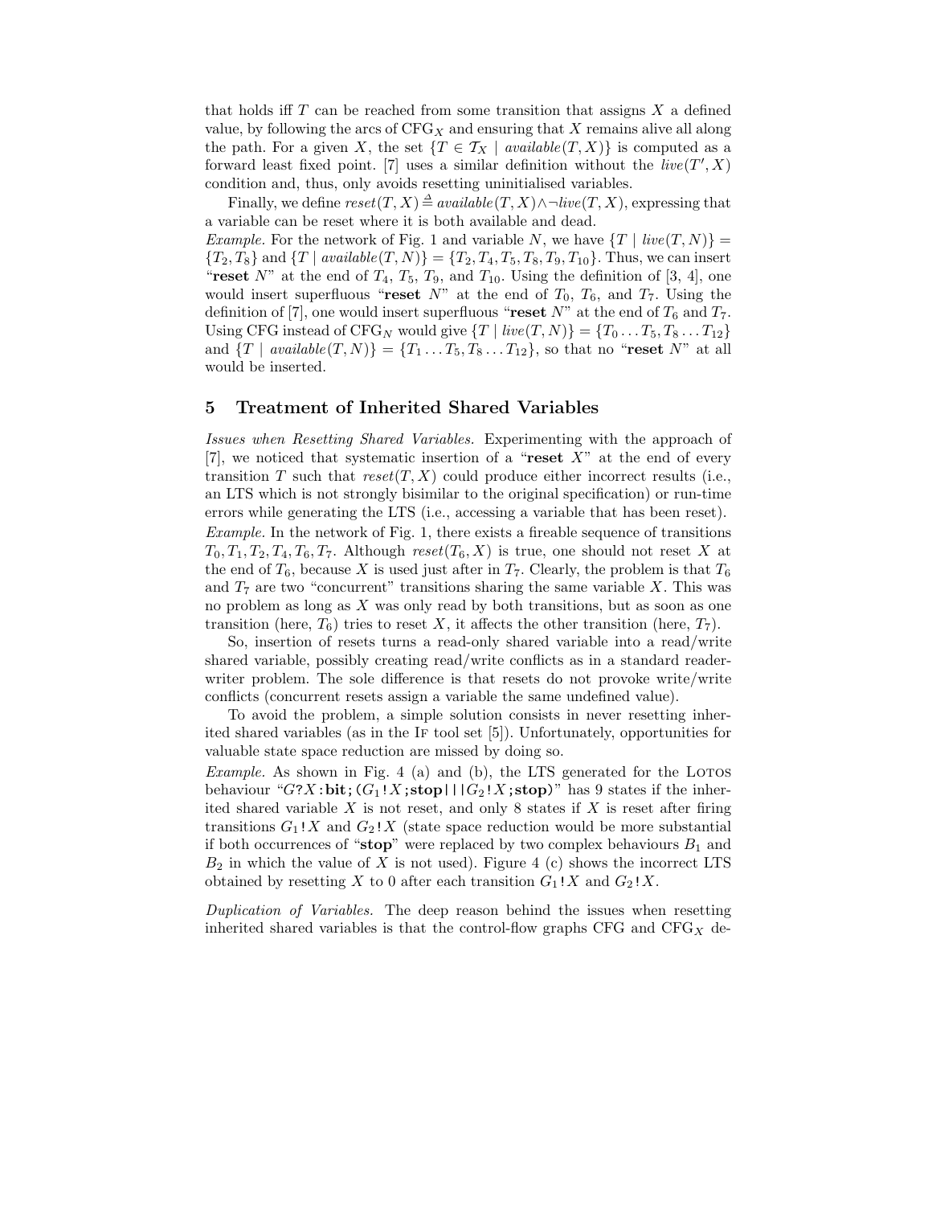that holds iff $T$ can be reached from some transition that assigns $X$ a defined value, by following the arcs of $\mathrm{CFG}_X$ and ensuring that $X$ remains alive all along the path. For a given $X$, the set $\{T \in \mathcal{T}_X \mid \mathit{available}(T, X)\}$ is computed as a forward least fixed point. [7] uses a similar definition without the $\mathit{live}(T', X)$ condition and, thus, only avoids resetting uninitialised variables.

Finally, we define $\mathit{reset}(T, X) \triangleq \mathit{available}(T, X) \wedge \neg \mathit{live}(T, X)$, expressing that a variable can be reset where it is both available and dead.

*Example.* For the network of Fig. 1 and variable $N$, we have $\{T \mid \mathit{live}(T, N)\} = \{T_2, T_8\}$ and $\{T \mid \mathit{available}(T, N)\} = \{T_2, T_4, T_5, T_8, T_9, T_{10}\}$. Thus, we can insert "**reset** $N$" at the end of $T_4$, $T_5$, $T_9$, and $T_{10}$. Using the definition of [3, 4], one would insert superfluous "**reset** $N$" at the end of $T_0$, $T_6$, and $T_7$. Using the definition of [7], one would insert superfluous "**reset** $N$" at the end of $T_6$ and $T_7$. Using CFG instead of $\mathrm{CFG}_N$ would give $\{T \mid \mathit{live}(T, N)\} = \{T_0 \ldots T_5, T_8 \ldots T_{12}\}$ and $\{T \mid \mathit{available}(T, N)\} = \{T_1 \ldots T_5, T_8 \ldots T_{12}\}$, so that no "**reset** $N$" at all would be inserted.

## 5 Treatment of Inherited Shared Variables

*Issues when Resetting Shared Variables.* Experimenting with the approach of [7], we noticed that systematic insertion of a "**reset** $X$" at the end of every transition $T$ such that $\mathit{reset}(T, X)$ could produce either incorrect results (i.e., an LTS which is not strongly bisimilar to the original specification) or run-time errors while generating the LTS (i.e., accessing a variable that has been reset).

*Example.* In the network of Fig. 1, there exists a fireable sequence of transitions $T_0, T_1, T_2, T_4, T_6, T_7$. Although $\mathit{reset}(T_6, X)$ is true, one should not reset $X$ at the end of $T_6$, because $X$ is used just after in $T_7$. Clearly, the problem is that $T_6$ and $T_7$ are two "concurrent" transitions sharing the same variable $X$. This was no problem as long as $X$ was only read by both transitions, but as soon as one transition (here, $T_6$) tries to reset $X$, it affects the other transition (here, $T_7$).

So, insertion of resets turns a read-only shared variable into a read/write shared variable, possibly creating read/write conflicts as in a standard reader-writer problem. The sole difference is that resets do not provoke write/write conflicts (concurrent resets assign a variable the same undefined value).

To avoid the problem, a simple solution consists in never resetting inherited shared variables (as in the IF tool set [5]). Unfortunately, opportunities for valuable state space reduction are missed by doing so.

*Example.* As shown in Fig. 4 (a) and (b), the LTS generated for the LOTOS behaviour "$G$?$X$:**bit**;($G_1$!$X$;**stop**|||$G_2$!$X$;**stop**)" has 9 states if the inherited shared variable $X$ is not reset, and only 8 states if $X$ is reset after firing transitions $G_1$!$X$ and $G_2$!$X$ (state space reduction would be more substantial if both occurrences of "**stop**" were replaced by two complex behaviours $B_1$ and $B_2$ in which the value of $X$ is not used). Figure 4 (c) shows the incorrect LTS obtained by resetting $X$ to 0 after each transition $G_1$!$X$ and $G_2$!$X$.

*Duplication of Variables.* The deep reason behind the issues when resetting inherited shared variables is that the control-flow graphs CFG and $\mathrm{CFG}_X$ de-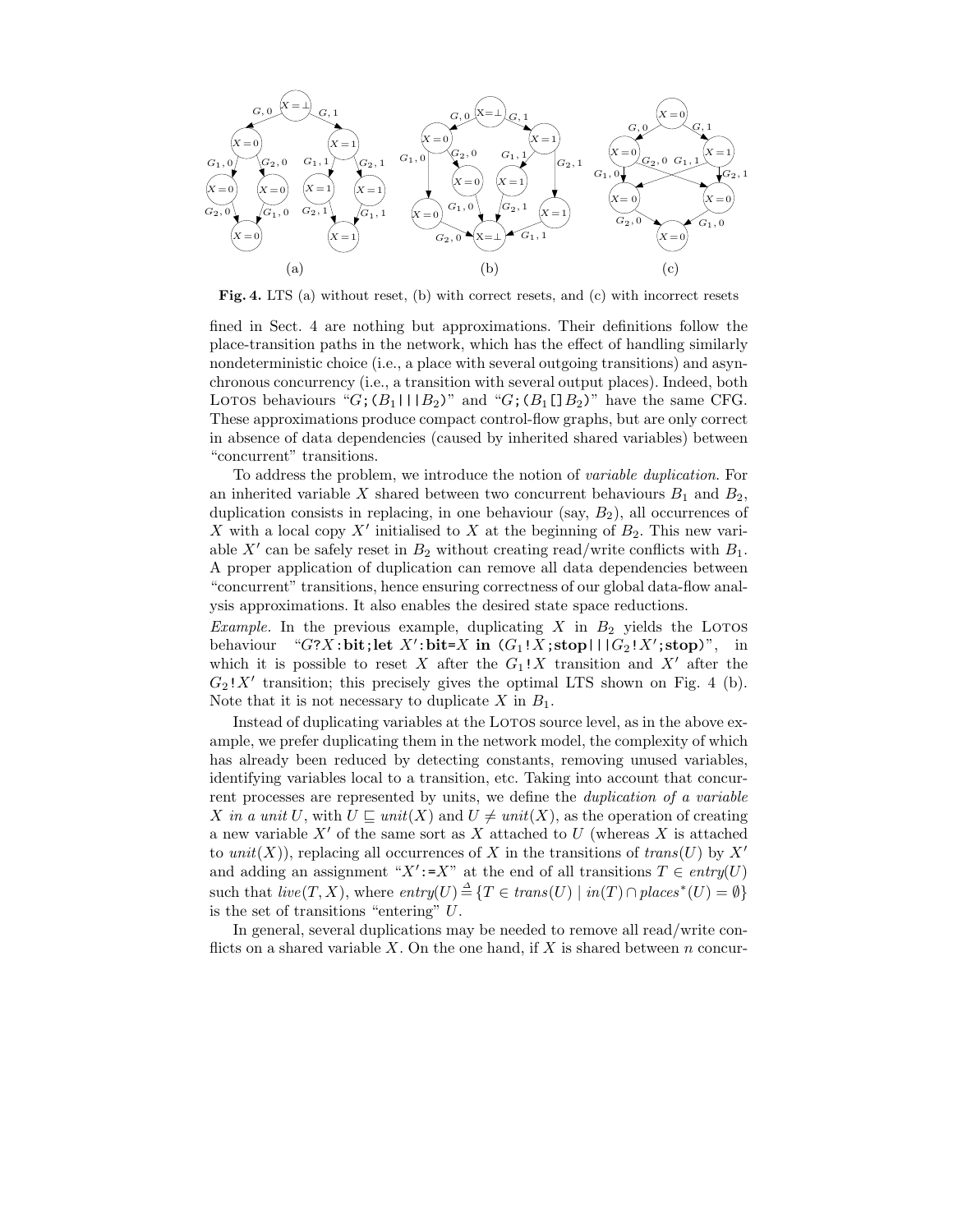**Fig. 4.** LTS (a) without reset, (b) with correct resets, and (c) with incorrect resets

fined in Sect. 4 are nothing but approximations. Their definitions follow the place-transition paths in the network, which has the effect of handling similarly nondeterministic choice (i.e., a place with several outgoing transitions) and asynchronous concurrency (i.e., a transition with several output places). Indeed, both LOTOS behaviours "$G$;($B_1$|||$B_2$)" and "$G$;($B_1$[]$B_2$)" have the same CFG. These approximations produce compact control-flow graphs, but are only correct in absence of data dependencies (caused by inherited shared variables) between "concurrent" transitions.

To address the problem, we introduce the notion of *variable duplication*. For an inherited variable $X$ shared between two concurrent behaviours $B_1$ and $B_2$, duplication consists in replacing, in one behaviour (say, $B_2$), all occurrences of $X$ with a local copy $X'$ initialised to $X$ at the beginning of $B_2$. This new variable $X'$ can be safely reset in $B_2$ without creating read/write conflicts with $B_1$. A proper application of duplication can remove all data dependencies between "concurrent" transitions, hence ensuring correctness of our global data-flow analysis approximations. It also enables the desired state space reductions.

*Example.* In the previous example, duplicating $X$ in $B_2$ yields the LOTOS behaviour "$G$?$X$:**bit**;**let** $X'$:**bit**=$X$ **in** ($G_1$!$X$;**stop**|||$G_2$!$X'$;**stop**)", in which it is possible to reset $X$ after the $G_1$!$X$ transition and $X'$ after the $G_2$!$X'$ transition; this precisely gives the optimal LTS shown on Fig. 4 (b). Note that it is not necessary to duplicate $X$ in $B_1$.

Instead of duplicating variables at the LOTOS source level, as in the above example, we prefer duplicating them in the network model, the complexity of which has already been reduced by detecting constants, removing unused variables, identifying variables local to a transition, etc. Taking into account that concurrent processes are represented by units, we define the *duplication of a variable* $X$ *in a unit* $U$, with $U \sqsubseteq unit(X)$ and $U \neq unit(X)$, as the operation of creating a new variable $X'$ of the same sort as $X$ attached to $U$ (whereas $X$ is attached to $unit(X)$), replacing all occurrences of $X$ in the transitions of $trans(U)$ by $X'$ and adding an assignment "$X'$:=$X$" at the end of all transitions $T \in entry(U)$ such that $live(T, X)$, where $entry(U) \triangleq \{T \in trans(U) \mid in(T) \cap places^*(U) = \emptyset\}$ is the set of transitions "entering" $U$.

In general, several duplications may be needed to remove all read/write conflicts on a shared variable $X$. On the one hand, if $X$ is shared between $n$ concur-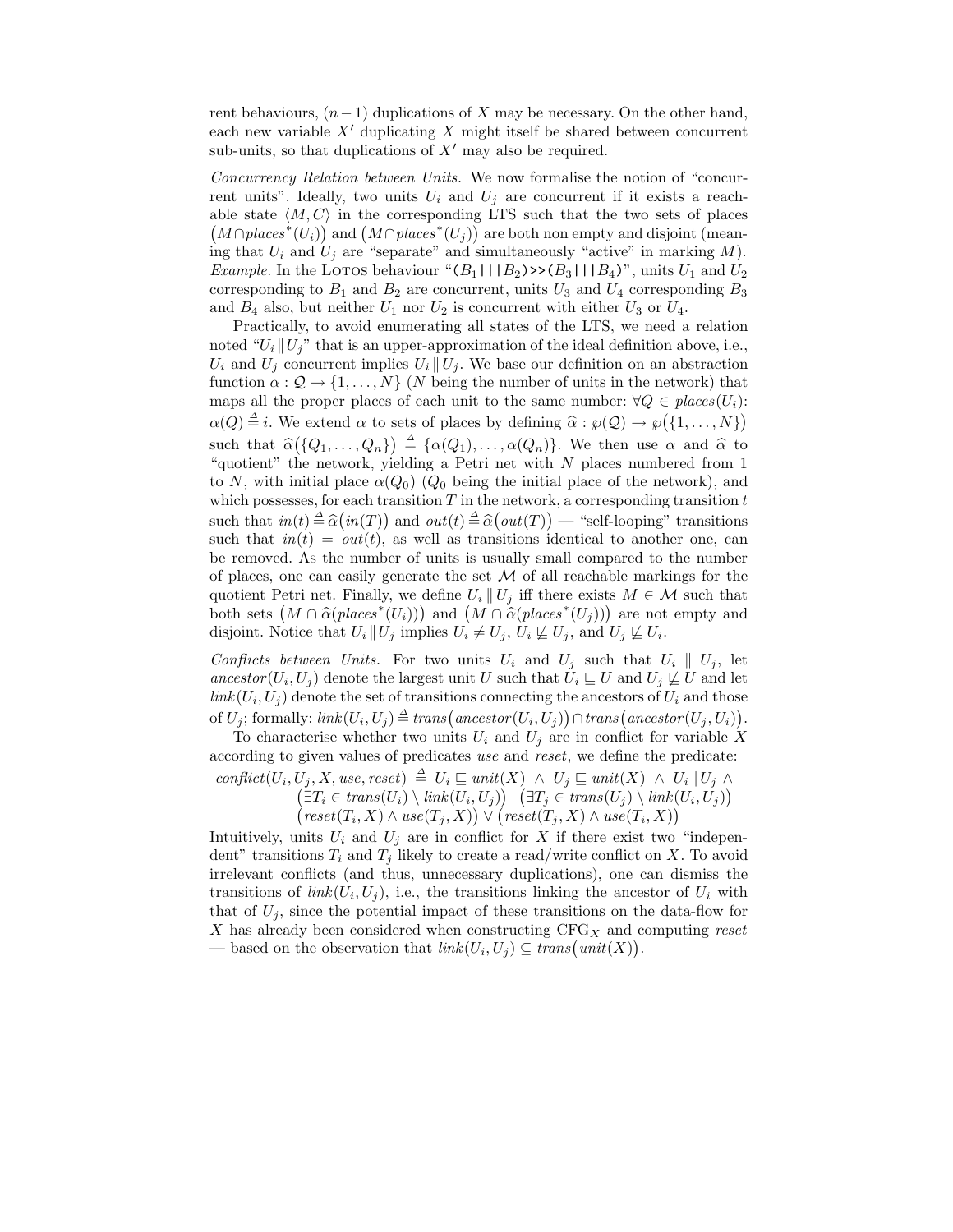rent behaviours, $(n-1)$ duplications of $X$ may be necessary. On the other hand, each new variable $X'$ duplicating $X$ might itself be shared between concurrent sub-units, so that duplications of $X'$ may also be required.

*Concurrency Relation between Units.* We now formalise the notion of "concurrent units". Ideally, two units $U_i$ and $U_j$ are concurrent if it exists a reachable state $\langle M, C \rangle$ in the corresponding LTS such that the two sets of places $\big(M \cap places^*(U_i)\big)$ and $\big(M \cap places^*(U_j)\big)$ are both non empty and disjoint (meaning that $U_i$ and $U_j$ are "separate" and simultaneously "active" in marking $M$). *Example.* In the LOTOS behaviour "`(`$B_1$ `|||` $B_2$`)>>(`$B_3$ `|||` $B_4$`)`", units $U_1$ and $U_2$ corresponding to $B_1$ and $B_2$ are concurrent, units $U_3$ and $U_4$ corresponding $B_3$ and $B_4$ also, but neither $U_1$ nor $U_2$ is concurrent with either $U_3$ or $U_4$.

Practically, to avoid enumerating all states of the LTS, we need a relation noted "$U_i \,\|\, U_j$" that is an upper-approximation of the ideal definition above, i.e., $U_i$ and $U_j$ concurrent implies $U_i \,\|\, U_j$. We base our definition on an abstraction function $\alpha : \mathcal{Q} \to \{1, \ldots, N\}$ ($N$ being the number of units in the network) that maps all the proper places of each unit to the same number: $\forall Q \in places(U_i)$: $\alpha(Q) \triangleq i$. We extend $\alpha$ to sets of places by defining $\widehat{\alpha} : \wp(\mathcal{Q}) \to \wp\big(\{1, \ldots, N\}\big)$ such that $\widehat{\alpha}\big(\{Q_1, \ldots, Q_n\}\big) \triangleq \{\alpha(Q_1), \ldots, \alpha(Q_n)\}$. We then use $\alpha$ and $\widehat{\alpha}$ to "quotient" the network, yielding a Petri net with $N$ places numbered from 1 to $N$, with initial place $\alpha(Q_0)$ ($Q_0$ being the initial place of the network), and which possesses, for each transition $T$ in the network, a corresponding transition $t$ such that $in(t) \triangleq \widehat{\alpha}\big(in(T)\big)$ and $out(t) \triangleq \widehat{\alpha}\big(out(T)\big)$ — "self-looping" transitions such that $in(t) = out(t)$, as well as transitions identical to another one, can be removed. As the number of units is usually small compared to the number of places, one can easily generate the set $\mathcal{M}$ of all reachable markings for the quotient Petri net. Finally, we define $U_i \,\|\, U_j$ iff there exists $M \in \mathcal{M}$ such that both sets $\big(M \cap \widehat{\alpha}(places^*(U_i))\big)$ and $\big(M \cap \widehat{\alpha}(places^*(U_j))\big)$ are not empty and disjoint. Notice that $U_i \,\|\, U_j$ implies $U_i \neq U_j$, $U_i \not\sqsubseteq U_j$, and $U_j \not\sqsubseteq U_i$.

*Conflicts between Units.* For two units $U_i$ and $U_j$ such that $U_i \,\|\, U_j$, let $ancestor(U_i, U_j)$ denote the largest unit $U$ such that $U_i \sqsubseteq U$ and $U_j \not\sqsubseteq U$ and let $link(U_i, U_j)$ denote the set of transitions connecting the ancestors of $U_i$ and those of $U_j$; formally: $link(U_i, U_j) \triangleq trans\big(ancestor(U_i, U_j)\big) \cap trans\big(ancestor(U_j, U_i)\big)$.

To characterise whether two units $U_i$ and $U_j$ are in conflict for variable $X$ according to given values of predicates *use* and *reset*, we define the predicate:

$$
\begin{aligned}
conflict(U_i, U_j, X, use, reset) \;\triangleq\;& U_i \sqsubseteq unit(X) \;\wedge\; U_j \sqsubseteq unit(X) \;\wedge\; U_i \,\|\, U_j \;\wedge \\
& \big(\exists T_i \in trans(U_i) \setminus link(U_i, U_j)\big) \;\; \big(\exists T_j \in trans(U_j) \setminus link(U_i, U_j)\big) \\
& \big(reset(T_i, X) \wedge use(T_j, X)\big) \vee \big(reset(T_j, X) \wedge use(T_i, X)\big)
\end{aligned}
$$

Intuitively, units $U_i$ and $U_j$ are in conflict for $X$ if there exist two "independent" transitions $T_i$ and $T_j$ likely to create a read/write conflict on $X$. To avoid irrelevant conflicts (and thus, unnecessary duplications), one can dismiss the transitions of $link(U_i, U_j)$, i.e., the transitions linking the ancestor of $U_i$ with that of $U_j$, since the potential impact of these transitions on the data-flow for $X$ has already been considered when constructing $\text{CFG}_X$ and computing *reset* — based on the observation that $link(U_i, U_j) \subseteq trans\big(unit(X)\big)$.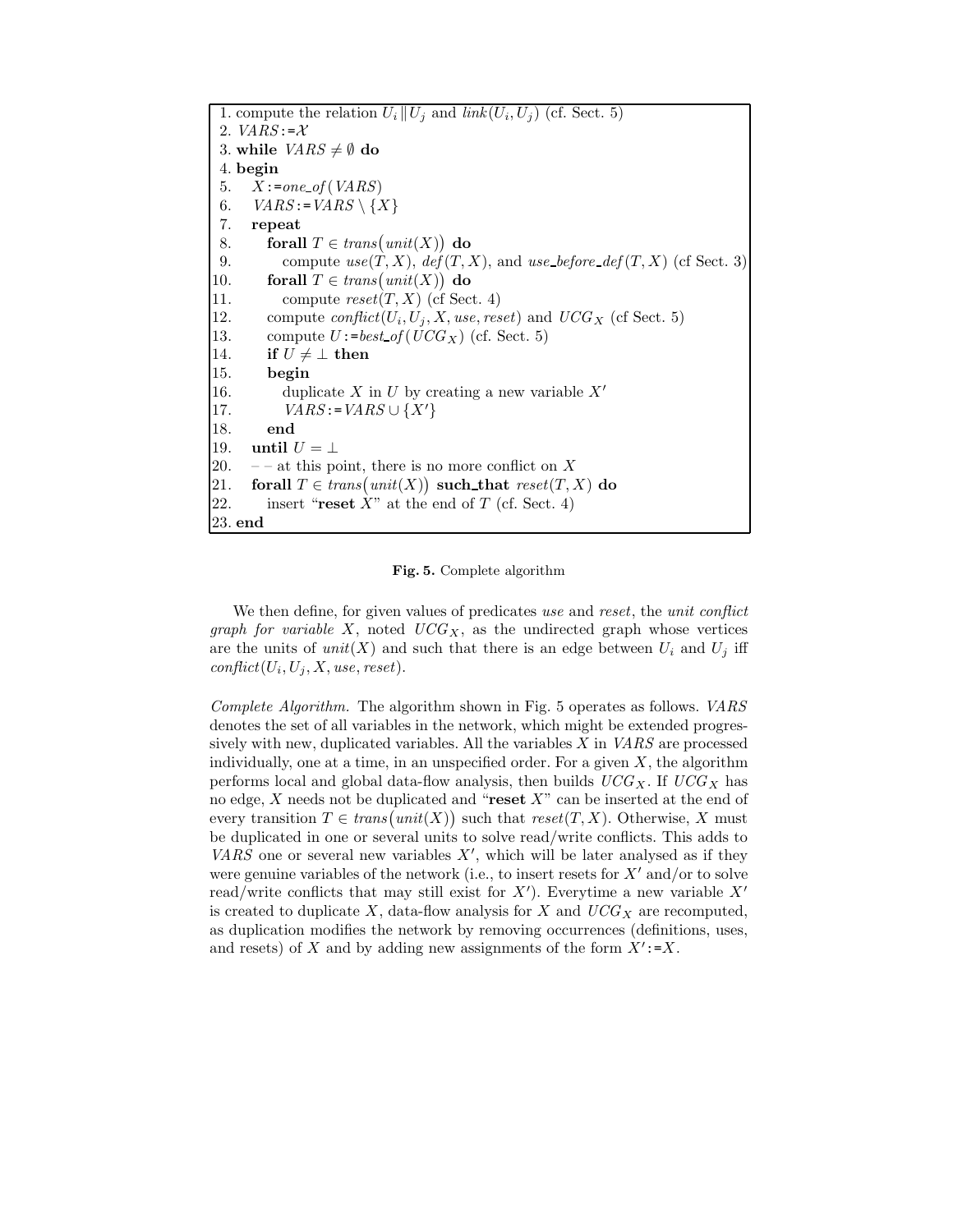```
 1. compute the relation U_i || U_j and link(U_i, U_j) (cf. Sect. 5)
 2. VARS := 𝒳
 3. while VARS ≠ ∅ do
 4. begin
 5.    X := one_of(VARS)
 6.    VARS := VARS \ {X}
 7.    repeat
 8.       forall T ∈ trans(unit(X)) do
 9.          compute use(T, X), def(T, X), and use_before_def(T, X) (cf Sect. 3)
10.       forall T ∈ trans(unit(X)) do
11.          compute reset(T, X) (cf Sect. 4)
12.       compute conflict(U_i, U_j, X, use, reset) and UCG_X (cf Sect. 5)
13.       compute U := best_of(UCG_X) (cf. Sect. 5)
14.       if U ≠ ⊥ then
15.       begin
16.          duplicate X in U by creating a new variable X'
17.          VARS := VARS ∪ {X'}
18.       end
19.    until U = ⊥
20.    -- at this point, there is no more conflict on X
21.    forall T ∈ trans(unit(X)) such_that reset(T, X) do
22.       insert "reset X" at the end of T (cf. Sect. 4)
23. end
```

**Fig. 5.** Complete algorithm

We then define, for given values of predicates *use* and *reset*, the *unit conflict graph for variable* $X$, noted $UCG_X$, as the undirected graph whose vertices are the units of $unit(X)$ and such that there is an edge between $U_i$ and $U_j$ iff $conflict(U_i, U_j, X, use, reset)$.

*Complete Algorithm.* The algorithm shown in Fig. 5 operates as follows. *VARS* denotes the set of all variables in the network, which might be extended progressively with new, duplicated variables. All the variables $X$ in *VARS* are processed individually, one at a time, in an unspecified order. For a given $X$, the algorithm performs local and global data-flow analysis, then builds $UCG_X$. If $UCG_X$ has no edge, $X$ needs not be duplicated and "**reset** $X$" can be inserted at the end of every transition $T \in trans(unit(X))$ such that $reset(T, X)$. Otherwise, $X$ must be duplicated in one or several units to solve read/write conflicts. This adds to *VARS* one or several new variables $X'$, which will be later analysed as if they were genuine variables of the network (i.e., to insert resets for $X'$ and/or to solve read/write conflicts that may still exist for $X'$). Everytime a new variable $X'$ is created to duplicate $X$, data-flow analysis for $X$ and $UCG_X$ are recomputed, as duplication modifies the network by removing occurrences (definitions, uses, and resets) of $X$ and by adding new assignments of the form $X' := X$.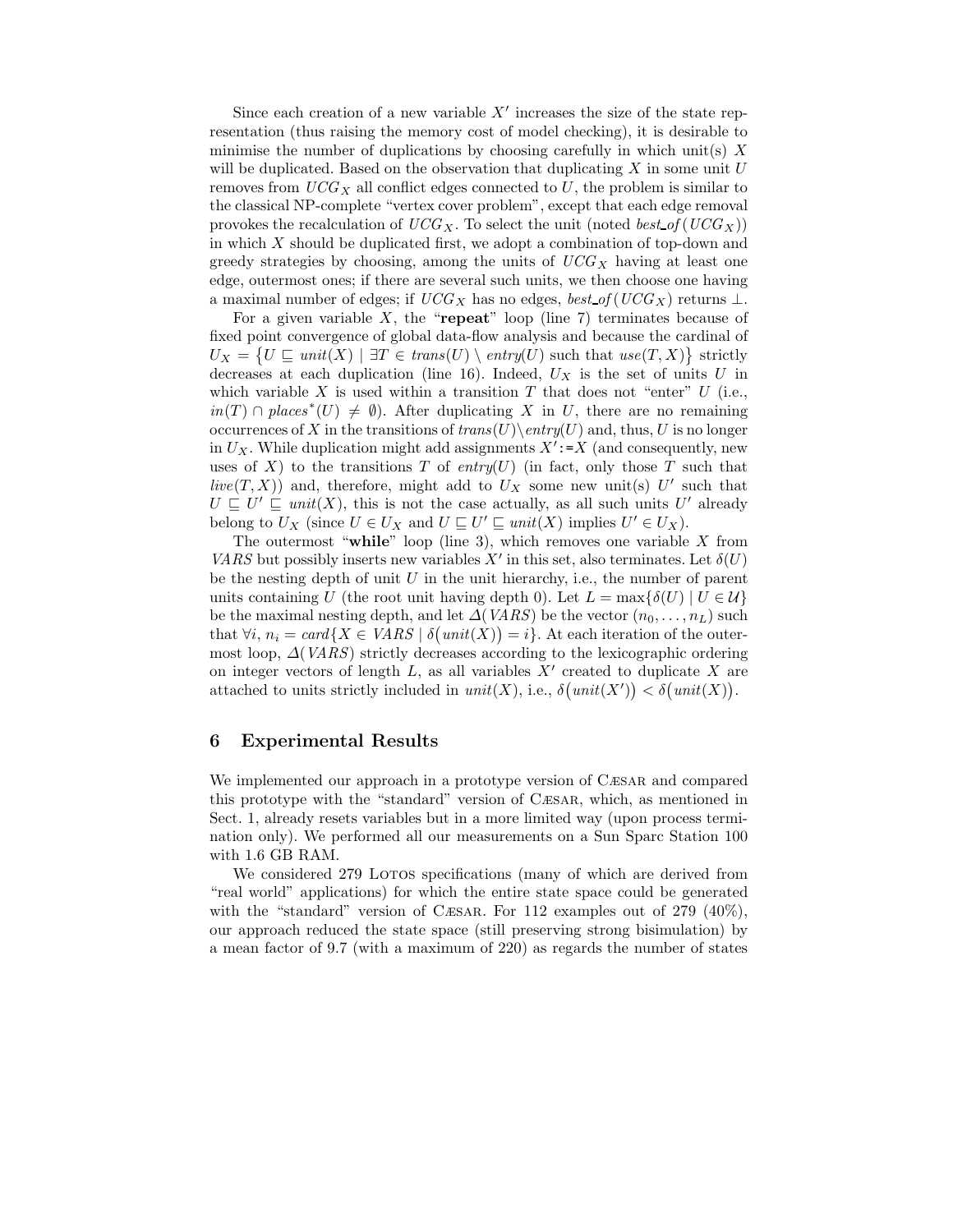Since each creation of a new variable $X'$ increases the size of the state representation (thus raising the memory cost of model checking), it is desirable to minimise the number of duplications by choosing carefully in which unit(s) $X$ will be duplicated. Based on the observation that duplicating $X$ in some unit $U$ removes from $UCG_X$ all conflict edges connected to $U$, the problem is similar to the classical NP-complete "vertex cover problem", except that each edge removal provokes the recalculation of $UCG_X$. To select the unit (noted $best\_of(UCG_X)$) in which $X$ should be duplicated first, we adopt a combination of top-down and greedy strategies by choosing, among the units of $UCG_X$ having at least one edge, outermost ones; if there are several such units, we then choose one having a maximal number of edges; if $UCG_X$ has no edges, $best\_of(UCG_X)$ returns $\perp$.

For a given variable $X$, the "**repeat**" loop (line 7) terminates because of fixed point convergence of global data-flow analysis and because the cardinal of $U_X = \{U \sqsubseteq unit(X) \mid \exists T \in trans(U) \setminus entry(U) \text{ such that } use(T, X)\}$ strictly decreases at each duplication (line 16). Indeed, $U_X$ is the set of units $U$ in which variable $X$ is used within a transition $T$ that does not "enter" $U$ (i.e., $in(T) \cap places^*(U) \neq \emptyset$). After duplicating $X$ in $U$, there are no remaining occurrences of $X$ in the transitions of $trans(U) \setminus entry(U)$ and, thus, $U$ is no longer in $U_X$. While duplication might add assignments $X'$:=$X$ (and consequently, new uses of $X$) to the transitions $T$ of $entry(U)$ (in fact, only those $T$ such that $live(T, X)$) and, therefore, might add to $U_X$ some new unit(s) $U'$ such that $U \sqsubseteq U' \sqsubseteq unit(X)$, this is not the case actually, as all such units $U'$ already belong to $U_X$ (since $U \in U_X$ and $U \sqsubseteq U' \sqsubseteq unit(X)$ implies $U' \in U_X$).

The outermost "**while**" loop (line 3), which removes one variable $X$ from $VARS$ but possibly inserts new variables $X'$ in this set, also terminates. Let $\delta(U)$ be the nesting depth of unit $U$ in the unit hierarchy, i.e., the number of parent units containing $U$ (the root unit having depth 0). Let $L = \max\{\delta(U) \mid U \in \mathcal{U}\}$ be the maximal nesting depth, and let $\Delta(VARS)$ be the vector $(n_0, \ldots, n_L)$ such that $\forall i,\, n_i = card\{X \in VARS \mid \delta(unit(X)) = i\}$. At each iteration of the outermost loop, $\Delta(VARS)$ strictly decreases according to the lexicographic ordering on integer vectors of length $L$, as all variables $X'$ created to duplicate $X$ are attached to units strictly included in $unit(X)$, i.e., $\delta(unit(X')) < \delta(unit(X))$.

## 6 Experimental Results

We implemented our approach in a prototype version of CÆSAR and compared this prototype with the "standard" version of CÆSAR, which, as mentioned in Sect. 1, already resets variables but in a more limited way (upon process termination only). We performed all our measurements on a Sun Sparc Station 100 with 1.6 GB RAM.

We considered 279 LOTOS specifications (many of which are derived from "real world" applications) for which the entire state space could be generated with the "standard" version of CÆSAR. For 112 examples out of 279 (40%), our approach reduced the state space (still preserving strong bisimulation) by a mean factor of 9.7 (with a maximum of 220) as regards the number of states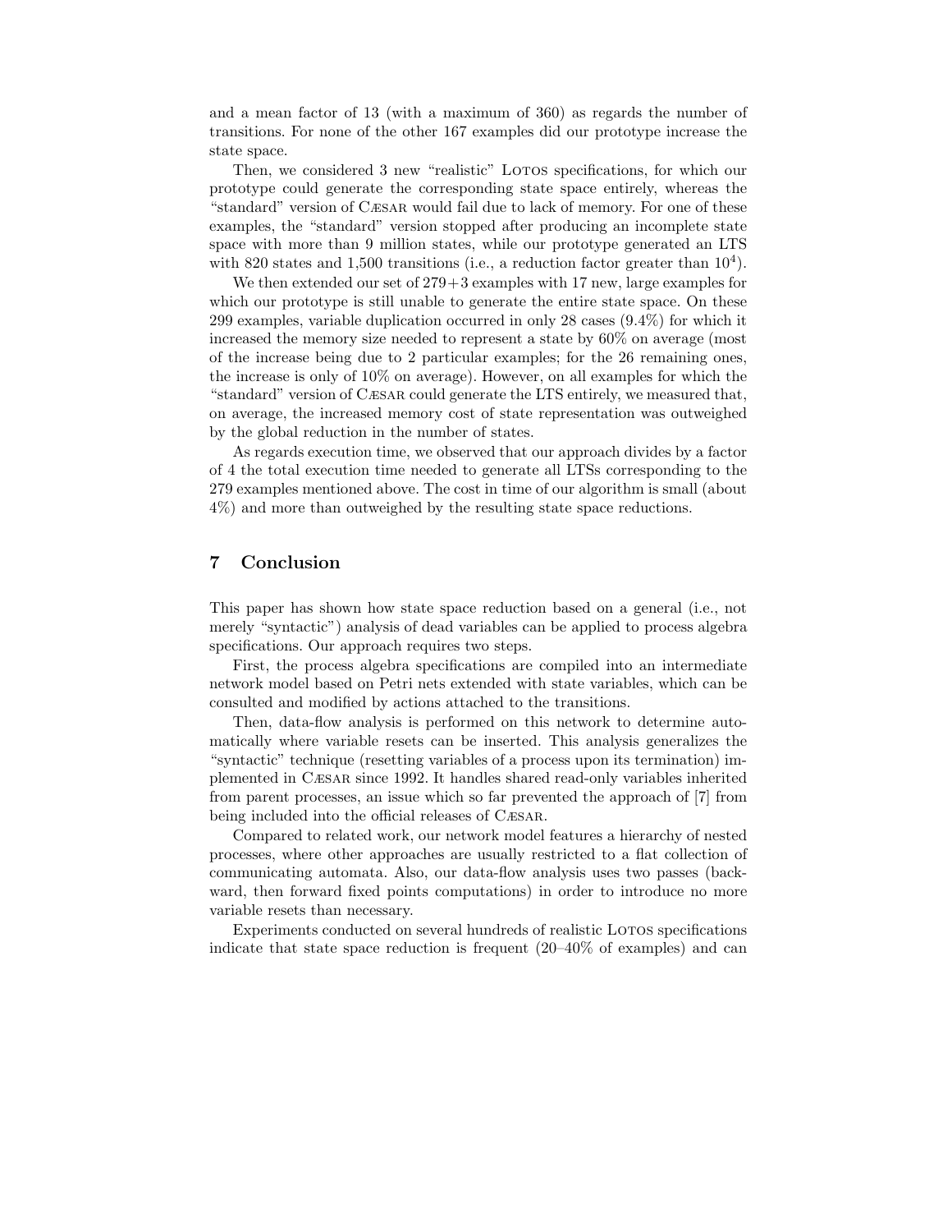and a mean factor of 13 (with a maximum of 360) as regards the number of transitions. For none of the other 167 examples did our prototype increase the state space.

Then, we considered 3 new "realistic" LOTOS specifications, for which our prototype could generate the corresponding state space entirely, whereas the "standard" version of CÆSAR would fail due to lack of memory. For one of these examples, the "standard" version stopped after producing an incomplete state space with more than 9 million states, while our prototype generated an LTS with 820 states and 1,500 transitions (i.e., a reduction factor greater than $10^4$).

We then extended our set of 279+3 examples with 17 new, large examples for which our prototype is still unable to generate the entire state space. On these 299 examples, variable duplication occurred in only 28 cases (9.4%) for which it increased the memory size needed to represent a state by 60% on average (most of the increase being due to 2 particular examples; for the 26 remaining ones, the increase is only of 10% on average). However, on all examples for which the "standard" version of CÆSAR could generate the LTS entirely, we measured that, on average, the increased memory cost of state representation was outweighed by the global reduction in the number of states.

As regards execution time, we observed that our approach divides by a factor of 4 the total execution time needed to generate all LTSs corresponding to the 279 examples mentioned above. The cost in time of our algorithm is small (about 4%) and more than outweighed by the resulting state space reductions.

## 7 Conclusion

This paper has shown how state space reduction based on a general (i.e., not merely "syntactic") analysis of dead variables can be applied to process algebra specifications. Our approach requires two steps.

First, the process algebra specifications are compiled into an intermediate network model based on Petri nets extended with state variables, which can be consulted and modified by actions attached to the transitions.

Then, data-flow analysis is performed on this network to determine automatically where variable resets can be inserted. This analysis generalizes the "syntactic" technique (resetting variables of a process upon its termination) implemented in CÆSAR since 1992. It handles shared read-only variables inherited from parent processes, an issue which so far prevented the approach of [7] from being included into the official releases of CÆSAR.

Compared to related work, our network model features a hierarchy of nested processes, where other approaches are usually restricted to a flat collection of communicating automata. Also, our data-flow analysis uses two passes (backward, then forward fixed points computations) in order to introduce no more variable resets than necessary.

Experiments conducted on several hundreds of realistic LOTOS specifications indicate that state space reduction is frequent (20–40% of examples) and can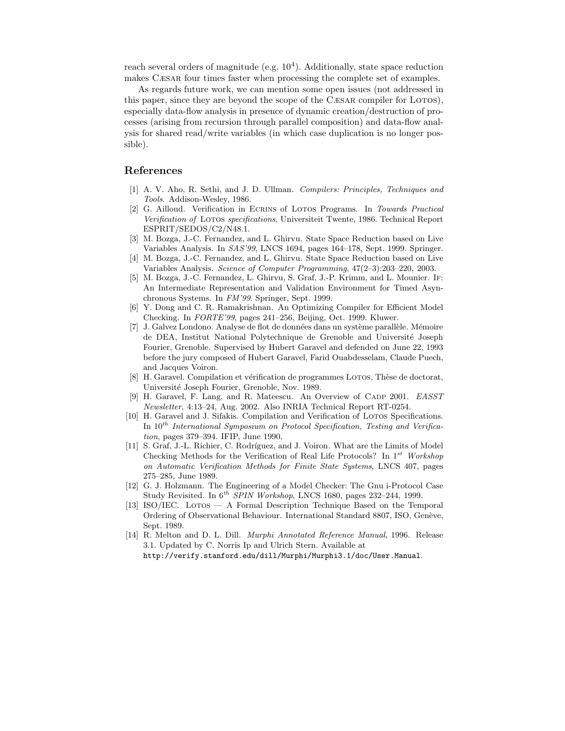reach several orders of magnitude (e.g. $10^4$). Additionally, state space reduction makes CÆSAR four times faster when processing the complete set of examples.

As regards future work, we can mention some open issues (not addressed in this paper, since they are beyond the scope of the CÆSAR compiler for LOTOS), especially data-flow analysis in presence of dynamic creation/destruction of processes (arising from recursion through parallel composition) and data-flow analysis for shared read/write variables (in which case duplication is no longer possible).

## References

[1] A. V. Aho, R. Sethi, and J. D. Ullman. *Compilers: Principles, Techniques and Tools*. Addison-Wesley, 1986.

[2] G. Ailloud. Verification in ECRINS of LOTOS Programs. In *Towards Practical Verification of* LOTOS *specifications*, Universiteit Twente, 1986. Technical Report ESPRIT/SEDOS/C2/N48.1.

[3] M. Bozga, J.-C. Fernandez, and L. Ghirvu. State Space Reduction based on Live Variables Analysis. In *SAS'99*, LNCS 1694, pages 164–178, Sept. 1999. Springer.

[4] M. Bozga, J.-C. Fernandez, and L. Ghirvu. State Space Reduction based on Live Variables Analysis. *Science of Computer Programming*, 47(2–3):203–220, 2003.

[5] M. Bozga, J.-C. Fernandez, L. Ghirvu, S. Graf, J.-P. Krimm, and L. Mounier. IF: An Intermediate Representation and Validation Environment for Timed Asynchronous Systems. In *FM'99*. Springer, Sept. 1999.

[6] Y. Dong and C. R. Ramakrishnan. An Optimizing Compiler for Efficient Model Checking. In *FORTE'99*, pages 241–256, Beijing, Oct. 1999. Kluwer.

[7] J. Galvez Londono. Analyse de flot de données dans un système parallèle. Mémoire de DEA, Institut National Polytechnique de Grenoble and Université Joseph Fourier, Grenoble. Supervised by Hubert Garavel and defended on June 22, 1993 before the jury composed of Hubert Garavel, Farid Ouabdesselam, Claude Puech, and Jacques Voiron.

[8] H. Garavel. Compilation et vérification de programmes LOTOS, Thèse de doctorat, Université Joseph Fourier, Grenoble, Nov. 1989.

[9] H. Garavel, F. Lang, and R. Mateescu. An Overview of CADP 2001. *EASST Newsletter*, 4:13–24, Aug. 2002. Also INRIA Technical Report RT-0254.

[10] H. Garavel and J. Sifakis. Compilation and Verification of LOTOS Specifications. In $10^{th}$ *International Symposium on Protocol Specification, Testing and Verification*, pages 379–394. IFIP, June 1990.

[11] S. Graf, J.-L. Richier, C. Rodríguez, and J. Voiron. What are the Limits of Model Checking Methods for the Verification of Real Life Protocols? In $1^{st}$ *Workshop on Automatic Verification Methods for Finite State Systems*, LNCS 407, pages 275–285, June 1989.

[12] G. J. Holzmann. The Engineering of a Model Checker: The Gnu i-Protocol Case Study Revisited. In $6^{th}$ *SPIN Workshop*, LNCS 1680, pages 232–244, 1999.

[13] ISO/IEC. LOTOS — A Formal Description Technique Based on the Temporal Ordering of Observational Behaviour. International Standard 8807, ISO, Genève, Sept. 1989.

[14] R. Melton and D. L. Dill. *Murphi Annotated Reference Manual*, 1996. Release 3.1. Updated by C. Norris Ip and Ulrich Stern. Available at `http://verify.stanford.edu/dill/Murphi/Murphi3.1/doc/User.Manual`.